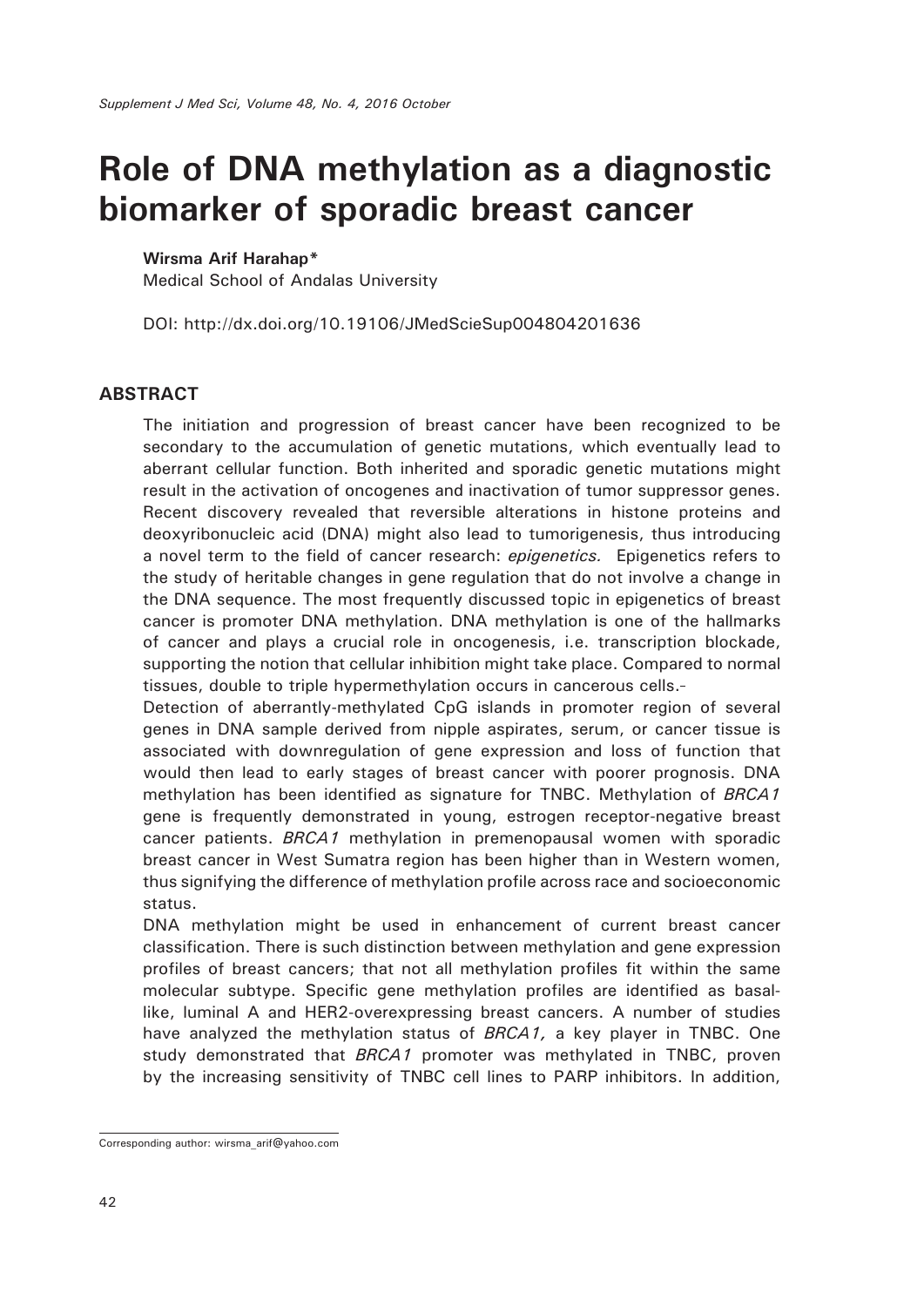# Role of DNA methylation as a diagnostic biomarker of sporadic breast cancer

**Wirsma Arif Harahap***

Medical School of Andalas University

DOI: http://dx.doi.org/10.19106/JMedScieSup004804201636

## ABSTRACT

The initiation and progression of breast cancer have been recognized to be secondary to the accumulation of genetic mutations, which eventually lead to aberrant cellular function. Both inherited and sporadic genetic mutations might result in the activation of oncogenes and inactivation of tumor suppressor genes. Recent discovery revealed that reversible alterations in histone proteins and deoxyribonucleic acid (DNA) might also lead to tumorigenesis, thus introducing a novel term to the field of cancer research: *epigenetics.* Epigenetics refers to the study of heritable changes in gene regulation that do not involve a change in the DNA sequence. The most frequently discussed topic in epigenetics of breast cancer is promoter DNA methylation. DNA methylation is one of the hallmarks of cancer and plays a crucial role in oncogenesis, i.e. transcription blockade, supporting the notion that cellular inhibition might take place. Compared to normal tissues, double to triple hypermethylation occurs in cancerous cells.-

Detection of aberrantly-methylated CpG islands in promoter region of several genes in DNA sample derived from nipple aspirates, serum, or cancer tissue is associated with downregulation of gene expression and loss of function that would then lead to early stages of breast cancer with poorer prognosis. DNA methylation has been identified as signature for TNBC. Methylation of *BRCA1* gene is frequently demonstrated in young, estrogen receptor-negative breast cancer patients. *BRCA1* methylation in premenopausal women with sporadic breast cancer in West Sumatra region has been higher than in Western women, thus signifying the difference of methylation profile across race and socioeconomic status.

DNA methylation might be used in enhancement of current breast cancer classification. There is such distinction between methylation and gene expression profiles of breast cancers; that not all methylation profiles fit within the same molecular subtype. Specific gene methylation profiles are identified as basal-like, luminal A and HER2-overexpressing breast cancers. A number of studies have analyzed the methylation status of *BRCA1,* a key player in TNBC. One study demonstrated that *BRCA1* promoter was methylated in TNBC, proven by the increasing sensitivity of TNBC cell lines to PARP inhibitors. In addition,

Corresponding author: wirsma_arif@yahoo.com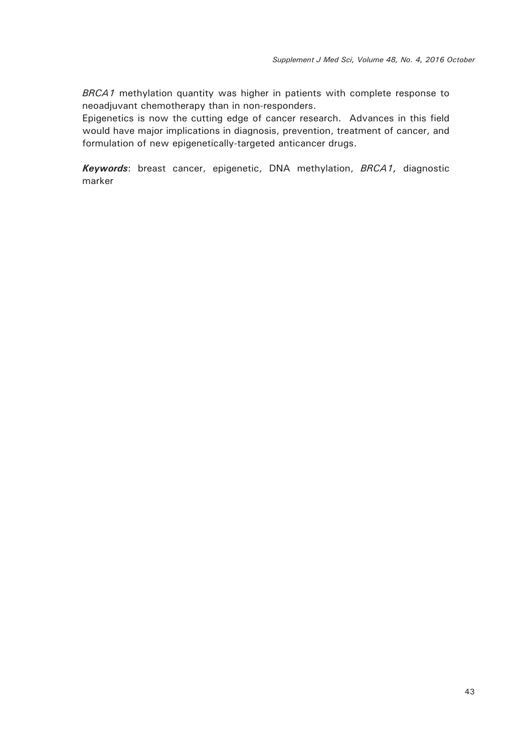*BRCA1* methylation quantity was higher in patients with complete response to neoadjuvant chemotherapy than in non-responders.

Epigenetics is now the cutting edge of cancer research. Advances in this field would have major implications in diagnosis, prevention, treatment of cancer, and formulation of new epigenetically-targeted anticancer drugs.

***Keywords***: breast cancer, epigenetic, DNA methylation, *BRCA1,* diagnostic marker